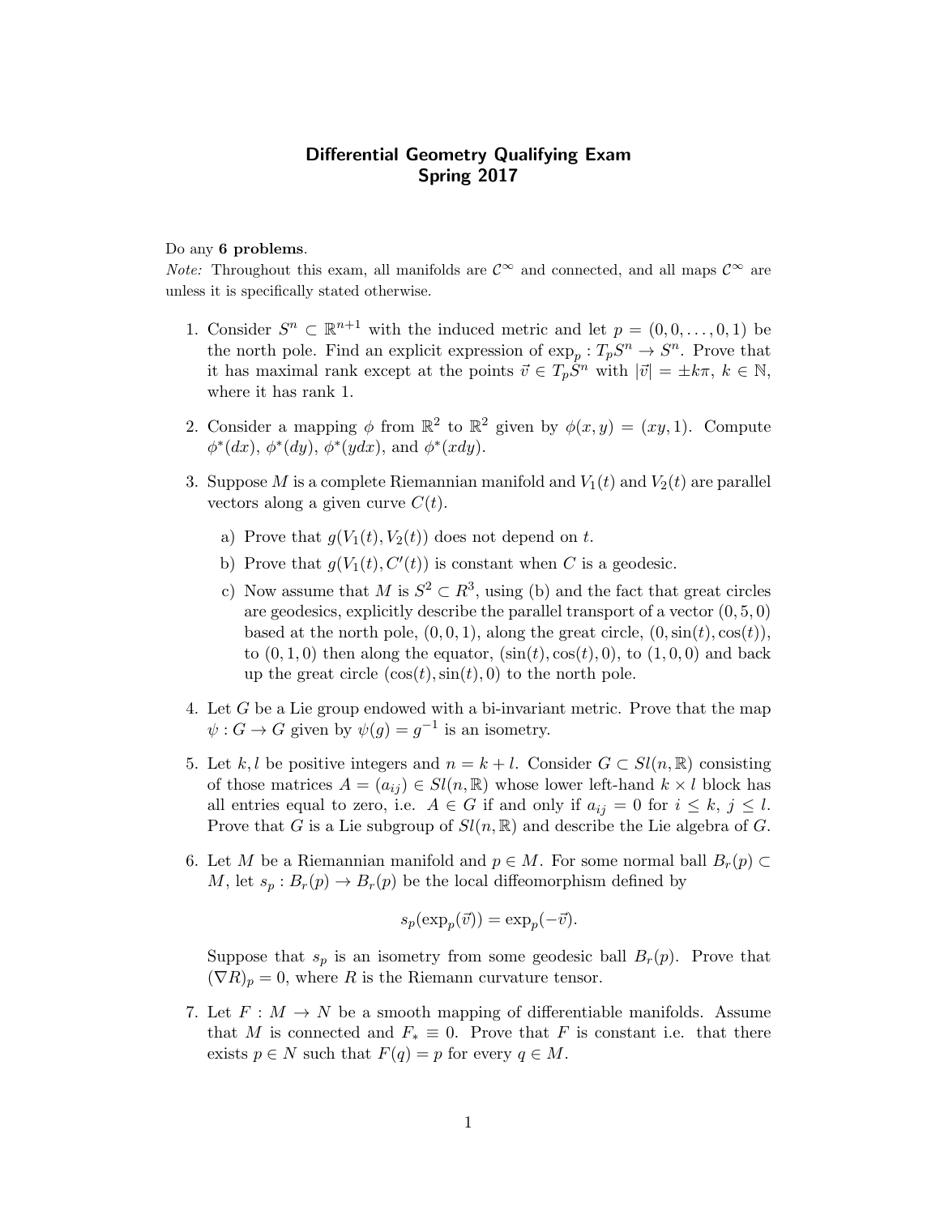# Differential Geometry Qualifying Exam
## Spring 2017

Do any **6 problems**.

*Note:* Throughout this exam, all manifolds are $\mathcal{C}^\infty$ and connected, and all maps $\mathcal{C}^\infty$ are unless it is specifically stated otherwise.

1. Consider $S^n \subset \mathbb{R}^{n+1}$ with the induced metric and let $p = (0, 0, \ldots, 0, 1)$ be the north pole. Find an explicit expression of $\exp_p : T_pS^n \to S^n$. Prove that it has maximal rank except at the points $\vec{v} \in T_pS^n$ with $|\vec{v}| = \pm k\pi$, $k \in \mathbb{N}$, where it has rank 1.

2. Consider a mapping $\phi$ from $\mathbb{R}^2$ to $\mathbb{R}^2$ given by $\phi(x, y) = (xy, 1)$. Compute $\phi^*(dx)$, $\phi^*(dy)$, $\phi^*(ydx)$, and $\phi^*(xdy)$.

3. Suppose $M$ is a complete Riemannian manifold and $V_1(t)$ and $V_2(t)$ are parallel vectors along a given curve $C(t)$.

   a) Prove that $g(V_1(t), V_2(t))$ does not depend on $t$.

   b) Prove that $g(V_1(t), C'(t))$ is constant when $C$ is a geodesic.

   c) Now assume that $M$ is $S^2 \subset R^3$, using (b) and the fact that great circles are geodesics, explicitly describe the parallel transport of a vector $(0, 5, 0)$ based at the north pole, $(0, 0, 1)$, along the great circle, $(0, \sin(t), \cos(t))$, to $(0, 1, 0)$ then along the equator, $(\sin(t), \cos(t), 0)$, to $(1, 0, 0)$ and back up the great circle $(\cos(t), \sin(t), 0)$ to the north pole.

4. Let $G$ be a Lie group endowed with a bi-invariant metric. Prove that the map $\psi : G \to G$ given by $\psi(g) = g^{-1}$ is an isometry.

5. Let $k, l$ be positive integers and $n = k + l$. Consider $G \subset Sl(n, \mathbb{R})$ consisting of those matrices $A = (a_{ij}) \in Sl(n, \mathbb{R})$ whose lower left-hand $k \times l$ block has all entries equal to zero, i.e. $A \in G$ if and only if $a_{ij} = 0$ for $i \leq k$, $j \leq l$. Prove that $G$ is a Lie subgroup of $Sl(n, \mathbb{R})$ and describe the Lie algebra of $G$.

6. Let $M$ be a Riemannian manifold and $p \in M$. For some normal ball $B_r(p) \subset M$, let $s_p : B_r(p) \to B_r(p)$ be the local diffeomorphism defined by

$$s_p(\exp_p(\vec{v})) = \exp_p(-\vec{v}).$$

   Suppose that $s_p$ is an isometry from some geodesic ball $B_r(p)$. Prove that $(\nabla R)_p = 0$, where $R$ is the Riemann curvature tensor.

7. Let $F : M \to N$ be a smooth mapping of differentiable manifolds. Assume that $M$ is connected and $F_* \equiv 0$. Prove that $F$ is constant i.e. that there exists $p \in N$ such that $F(q) = p$ for every $q \in M$.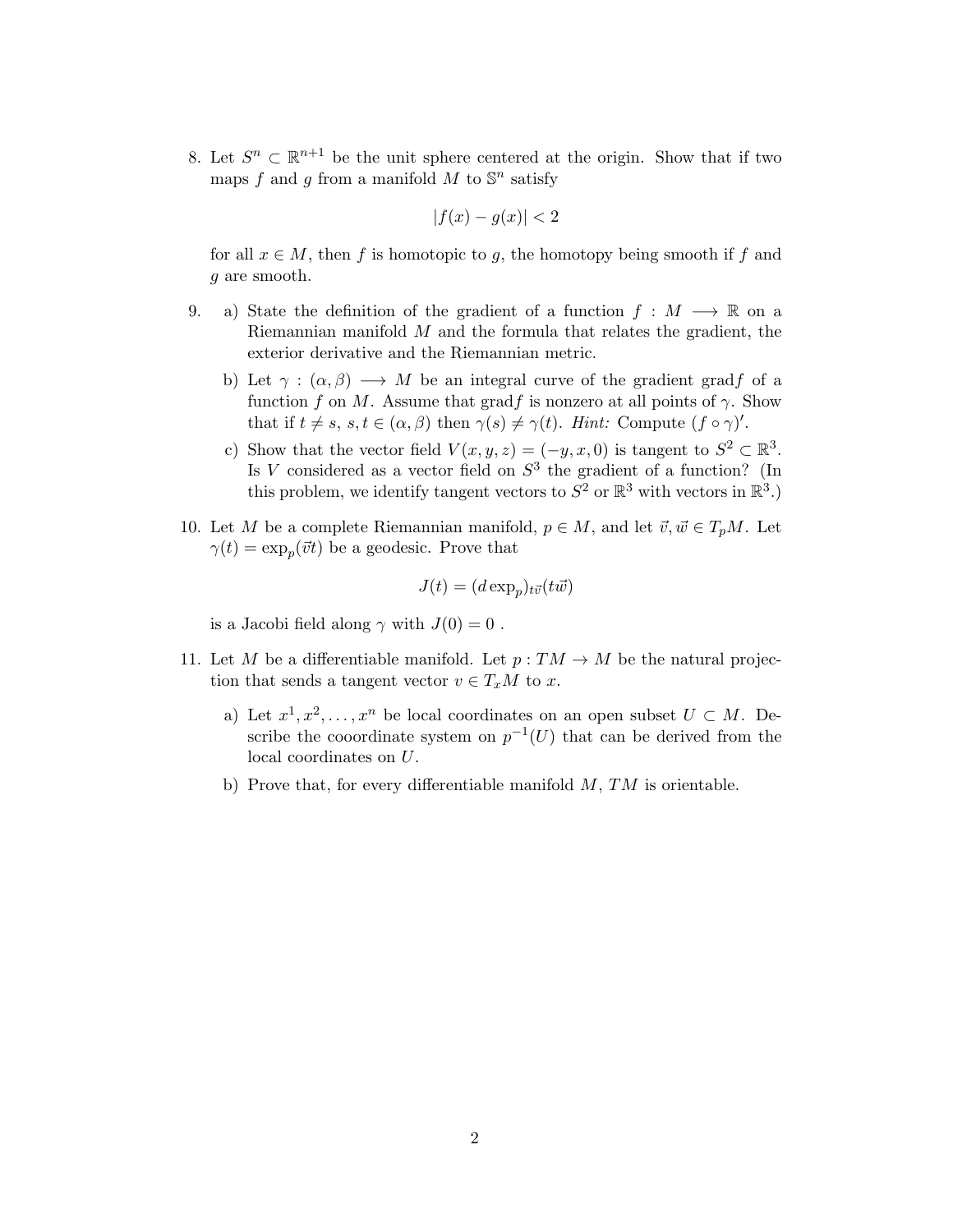8. Let $S^n \subset \mathbb{R}^{n+1}$ be the unit sphere centered at the origin. Show that if two maps $f$ and $g$ from a manifold $M$ to $\mathbb{S}^n$ satisfy

$$|f(x) - g(x)| < 2$$

for all $x \in M$, then $f$ is homotopic to $g$, the homotopy being smooth if $f$ and $g$ are smooth.

9. a) State the definition of the gradient of a function $f : M \longrightarrow \mathbb{R}$ on a Riemannian manifold $M$ and the formula that relates the gradient, the exterior derivative and the Riemannian metric.

   b) Let $\gamma : (\alpha, \beta) \longrightarrow M$ be an integral curve of the gradient grad$f$ of a function $f$ on $M$. Assume that grad$f$ is nonzero at all points of $\gamma$. Show that if $t \neq s$, $s, t \in (\alpha, \beta)$ then $\gamma(s) \neq \gamma(t)$. *Hint:* Compute $(f \circ \gamma)'$.

   c) Show that the vector field $V(x, y, z) = (-y, x, 0)$ is tangent to $S^2 \subset \mathbb{R}^3$. Is $V$ considered as a vector field on $S^3$ the gradient of a function? (In this problem, we identify tangent vectors to $S^2$ or $\mathbb{R}^3$ with vectors in $\mathbb{R}^3$.)

10. Let $M$ be a complete Riemannian manifold, $p \in M$, and let $\vec{v}, \vec{w} \in T_pM$. Let $\gamma(t) = \exp_p(\vec{v}t)$ be a geodesic. Prove that

$$J(t) = (d \exp_p)_{t\vec{v}}(t\vec{w})$$

is a Jacobi field along $\gamma$ with $J(0) = 0$ .

11. Let $M$ be a differentiable manifold. Let $p : TM \to M$ be the natural projection that sends a tangent vector $v \in T_xM$ to $x$.

   a) Let $x^1, x^2, \ldots, x^n$ be local coordinates on an open subset $U \subset M$. Describe the cooordinate system on $p^{-1}(U)$ that can be derived from the local coordinates on $U$.

   b) Prove that, for every differentiable manifold $M$, $TM$ is orientable.